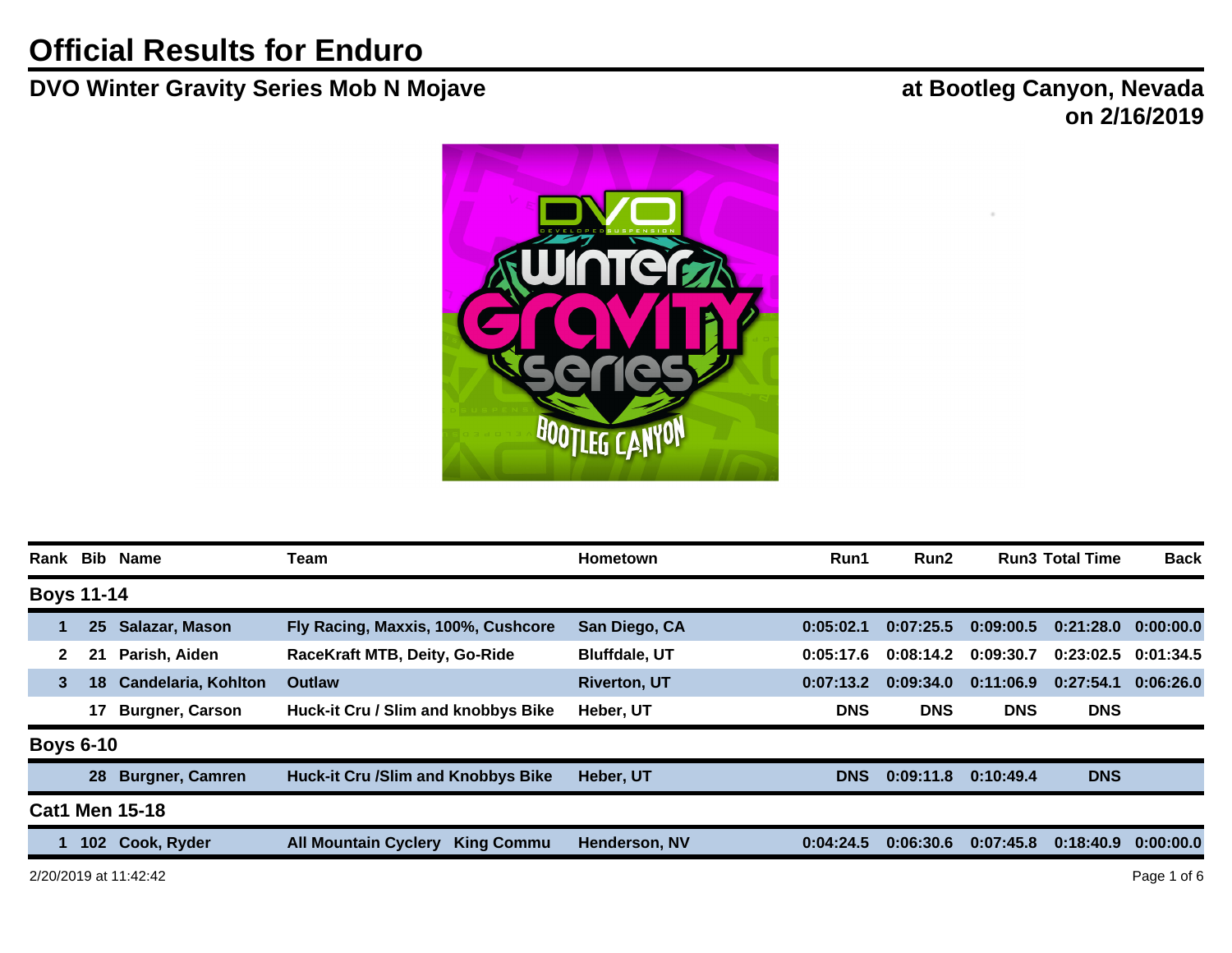# Official Results for Enduro

## DVO Winter Gravity Series Mob N Mojave

**at Bootleg Canyon, Nevada on 2/16/2019**

| Rank | Bib | Name | Team | Hometown | Run1 | Run2 | Run3 | Total Time | Back |
|---|---|---|---|---|---|---|---|---|---|
| **Boys 11-14** | | | | | | | | | |
| 1 | 25 | Salazar, Mason | Fly Racing, Maxxis, 100%, Cushcore | San Diego, CA | 0:05:02.1 | 0:07:25.5 | 0:09:00.5 | 0:21:28.0 | 0:00:00.0 |
| 2 | 21 | Parish, Aiden | RaceKraft MTB, Deity, Go-Ride | Bluffdale, UT | 0:05:17.6 | 0:08:14.2 | 0:09:30.7 | 0:23:02.5 | 0:01:34.5 |
| 3 | 18 | Candelaria, Kohlton | Outlaw | Riverton, UT | 0:07:13.2 | 0:09:34.0 | 0:11:06.9 | 0:27:54.1 | 0:06:26.0 |
| | 17 | Burgner, Carson | Huck-it Cru / Slim and knobbys Bike | Heber, UT | DNS | DNS | DNS | DNS | |
| **Boys 6-10** | | | | | | | | | |
| | 28 | Burgner, Camren | Huck-it Cru /Slim and Knobbys Bike | Heber, UT | DNS | 0:09:11.8 | 0:10:49.4 | DNS | |
| **Cat1 Men 15-18** | | | | | | | | | |
| 1 | 102 | Cook, Ryder | All Mountain Cyclery King Commu | Henderson, NV | 0:04:24.5 | 0:06:30.6 | 0:07:45.8 | 0:18:40.9 | 0:00:00.0 |

2/20/2019 at 11:42:42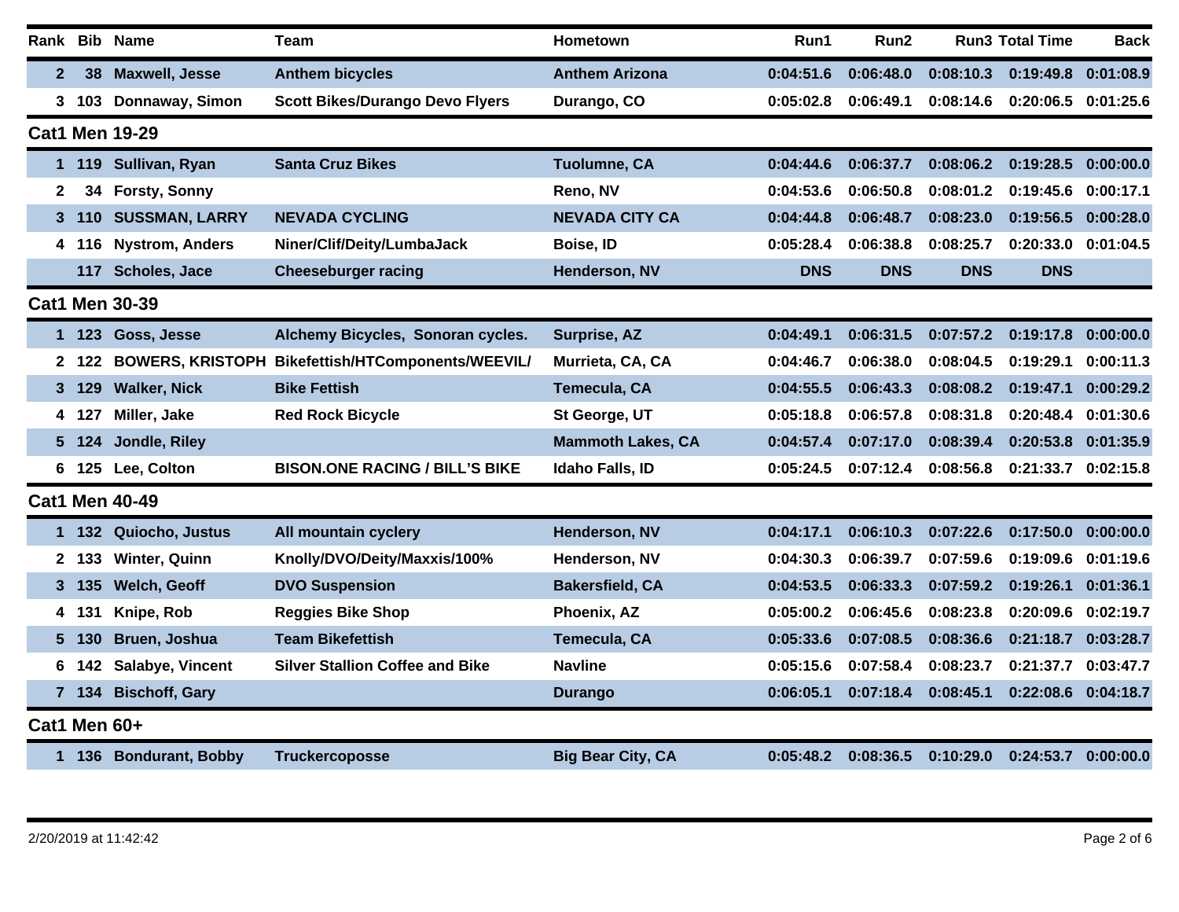| Rank | Bib | Name | Team | Hometown | Run1 | Run2 | Run3 | Total Time | Back |
|---|---|---|---|---|---|---|---|---|---|
| 2 | 38 | Maxwell, Jesse | Anthem bicycles | Anthem Arizona | 0:04:51.6 | 0:06:48.0 | 0:08:10.3 | 0:19:49.8 | 0:01:08.9 |
| 3 | 103 | Donnaway, Simon | Scott Bikes/Durango Devo Flyers | Durango, CO | 0:05:02.8 | 0:06:49.1 | 0:08:14.6 | 0:20:06.5 | 0:01:25.6 |

## Cat1 Men 19-29

| Rank | Bib | Name | Team | Hometown | Run1 | Run2 | Run3 | Total Time | Back |
|---|---|---|---|---|---|---|---|---|---|
| 1 | 119 | Sullivan, Ryan | Santa Cruz Bikes | Tuolumne, CA | 0:04:44.6 | 0:06:37.7 | 0:08:06.2 | 0:19:28.5 | 0:00:00.0 |
| 2 | 34 | Forsty, Sonny | | Reno, NV | 0:04:53.6 | 0:06:50.8 | 0:08:01.2 | 0:19:45.6 | 0:00:17.1 |
| 3 | 110 | SUSSMAN, LARRY | NEVADA CYCLING | NEVADA CITY CA | 0:04:44.8 | 0:06:48.7 | 0:08:23.0 | 0:19:56.5 | 0:00:28.0 |
| 4 | 116 | Nystrom, Anders | Niner/Clif/Deity/LumbaJack | Boise, ID | 0:05:28.4 | 0:06:38.8 | 0:08:25.7 | 0:20:33.0 | 0:01:04.5 |
| | 117 | Scholes, Jace | Cheeseburger racing | Henderson, NV | DNS | DNS | DNS | DNS | |

## Cat1 Men 30-39

| Rank | Bib | Name | Team | Hometown | Run1 | Run2 | Run3 | Total Time | Back |
|---|---|---|---|---|---|---|---|---|---|
| 1 | 123 | Goss, Jesse | Alchemy Bicycles, Sonoran cycles. | Surprise, AZ | 0:04:49.1 | 0:06:31.5 | 0:07:57.2 | 0:19:17.8 | 0:00:00.0 |
| 2 | 122 | BOWERS, KRISTOPH | Bikefettish/HTComponents/WEEVIL/ | Murrieta, CA, CA | 0:04:46.7 | 0:06:38.0 | 0:08:04.5 | 0:19:29.1 | 0:00:11.3 |
| 3 | 129 | Walker, Nick | Bike Fettish | Temecula, CA | 0:04:55.5 | 0:06:43.3 | 0:08:08.2 | 0:19:47.1 | 0:00:29.2 |
| 4 | 127 | Miller, Jake | Red Rock Bicycle | St George, UT | 0:05:18.8 | 0:06:57.8 | 0:08:31.8 | 0:20:48.4 | 0:01:30.6 |
| 5 | 124 | Jondle, Riley | | Mammoth Lakes, CA | 0:04:57.4 | 0:07:17.0 | 0:08:39.4 | 0:20:53.8 | 0:01:35.9 |
| 6 | 125 | Lee, Colton | BISON.ONE RACING / BILL'S BIKE | Idaho Falls, ID | 0:05:24.5 | 0:07:12.4 | 0:08:56.8 | 0:21:33.7 | 0:02:15.8 |

## Cat1 Men 40-49

| Rank | Bib | Name | Team | Hometown | Run1 | Run2 | Run3 | Total Time | Back |
|---|---|---|---|---|---|---|---|---|---|
| 1 | 132 | Quiocho, Justus | All mountain cyclery | Henderson, NV | 0:04:17.1 | 0:06:10.3 | 0:07:22.6 | 0:17:50.0 | 0:00:00.0 |
| 2 | 133 | Winter, Quinn | Knolly/DVO/Deity/Maxxis/100% | Henderson, NV | 0:04:30.3 | 0:06:39.7 | 0:07:59.6 | 0:19:09.6 | 0:01:19.6 |
| 3 | 135 | Welch, Geoff | DVO Suspension | Bakersfield, CA | 0:04:53.5 | 0:06:33.3 | 0:07:59.2 | 0:19:26.1 | 0:01:36.1 |
| 4 | 131 | Knipe, Rob | Reggies Bike Shop | Phoenix, AZ | 0:05:00.2 | 0:06:45.6 | 0:08:23.8 | 0:20:09.6 | 0:02:19.7 |
| 5 | 130 | Bruen, Joshua | Team Bikefettish | Temecula, CA | 0:05:33.6 | 0:07:08.5 | 0:08:36.6 | 0:21:18.7 | 0:03:28.7 |
| 6 | 142 | Salabye, Vincent | Silver Stallion Coffee and Bike | Navline | 0:05:15.6 | 0:07:58.4 | 0:08:23.7 | 0:21:37.7 | 0:03:47.7 |
| 7 | 134 | Bischoff, Gary | | Durango | 0:06:05.1 | 0:07:18.4 | 0:08:45.1 | 0:22:08.6 | 0:04:18.7 |

## Cat1 Men 60+

| Rank | Bib | Name | Team | Hometown | Run1 | Run2 | Run3 | Total Time | Back |
|---|---|---|---|---|---|---|---|---|---|
| 1 | 136 | Bondurant, Bobby | Truckercoposse | Big Bear City, CA | 0:05:48.2 | 0:08:36.5 | 0:10:29.0 | 0:24:53.7 | 0:00:00.0 |

2/20/2019 at 11:42:42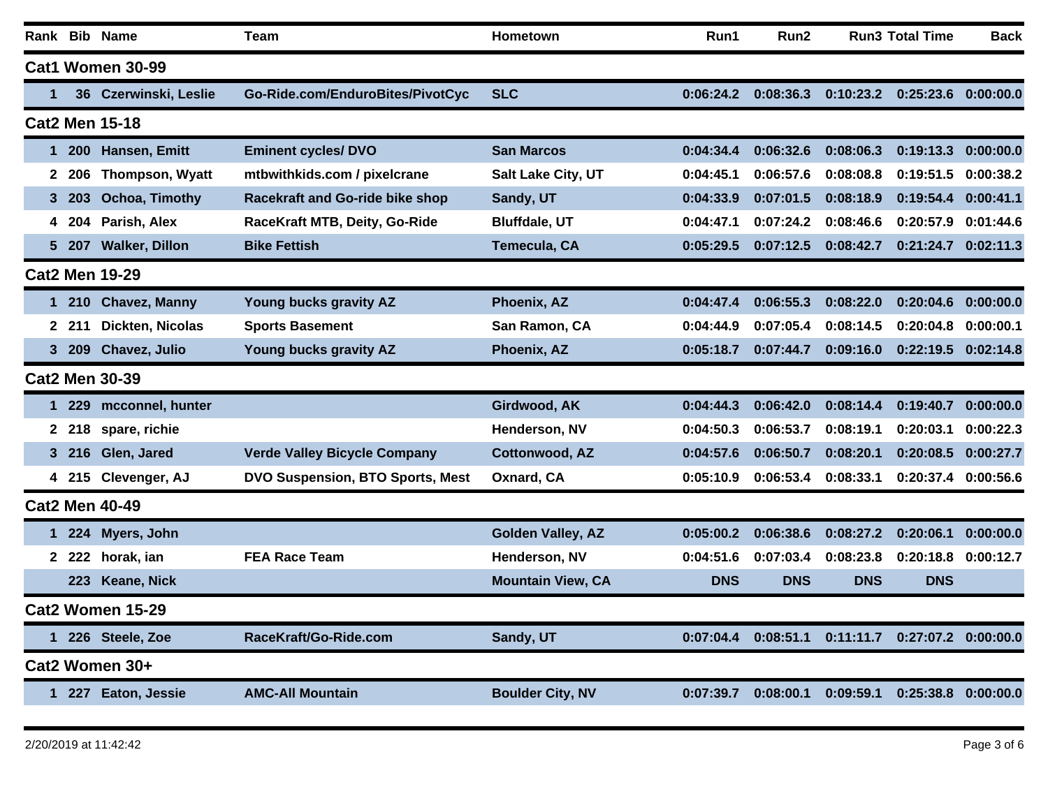| Rank | Bib | Name | Team | Hometown | Run1 | Run2 | Run3 | Total Time | Back |
|---|---|---|---|---|---|---|---|---|---|
| **Cat1 Women 30-99** | | | | | | | | | |
| 1 | 36 | Czerwinski, Leslie | Go-Ride.com/EnduroBites/PivotCyc | SLC | 0:06:24.2 | 0:08:36.3 | 0:10:23.2 | 0:25:23.6 | 0:00:00.0 |
| **Cat2 Men 15-18** | | | | | | | | | |
| 1 | 200 | Hansen, Emitt | Eminent cycles/ DVO | San Marcos | 0:04:34.4 | 0:06:32.6 | 0:08:06.3 | 0:19:13.3 | 0:00:00.0 |
| 2 | 206 | Thompson, Wyatt | mtbwithkids.com / pixelcrane | Salt Lake City, UT | 0:04:45.1 | 0:06:57.6 | 0:08:08.8 | 0:19:51.5 | 0:00:38.2 |
| 3 | 203 | Ochoa, Timothy | Racekraft and Go-ride bike shop | Sandy, UT | 0:04:33.9 | 0:07:01.5 | 0:08:18.9 | 0:19:54.4 | 0:00:41.1 |
| 4 | 204 | Parish, Alex | RaceKraft MTB, Deity, Go-Ride | Bluffdale, UT | 0:04:47.1 | 0:07:24.2 | 0:08:46.6 | 0:20:57.9 | 0:01:44.6 |
| 5 | 207 | Walker, Dillon | Bike Fettish | Temecula, CA | 0:05:29.5 | 0:07:12.5 | 0:08:42.7 | 0:21:24.7 | 0:02:11.3 |
| **Cat2 Men 19-29** | | | | | | | | | |
| 1 | 210 | Chavez, Manny | Young bucks gravity AZ | Phoenix, AZ | 0:04:47.4 | 0:06:55.3 | 0:08:22.0 | 0:20:04.6 | 0:00:00.0 |
| 2 | 211 | Dickten, Nicolas | Sports Basement | San Ramon, CA | 0:04:44.9 | 0:07:05.4 | 0:08:14.5 | 0:20:04.8 | 0:00:00.1 |
| 3 | 209 | Chavez, Julio | Young bucks gravity AZ | Phoenix, AZ | 0:05:18.7 | 0:07:44.7 | 0:09:16.0 | 0:22:19.5 | 0:02:14.8 |
| **Cat2 Men 30-39** | | | | | | | | | |
| 1 | 229 | mcconnel, hunter | | Girdwood, AK | 0:04:44.3 | 0:06:42.0 | 0:08:14.4 | 0:19:40.7 | 0:00:00.0 |
| 2 | 218 | spare, richie | | Henderson, NV | 0:04:50.3 | 0:06:53.7 | 0:08:19.1 | 0:20:03.1 | 0:00:22.3 |
| 3 | 216 | Glen, Jared | Verde Valley Bicycle Company | Cottonwood, AZ | 0:04:57.6 | 0:06:50.7 | 0:08:20.1 | 0:20:08.5 | 0:00:27.7 |
| 4 | 215 | Clevenger, AJ | DVO Suspension, BTO Sports, Mest | Oxnard, CA | 0:05:10.9 | 0:06:53.4 | 0:08:33.1 | 0:20:37.4 | 0:00:56.6 |
| **Cat2 Men 40-49** | | | | | | | | | |
| 1 | 224 | Myers, John | | Golden Valley, AZ | 0:05:00.2 | 0:06:38.6 | 0:08:27.2 | 0:20:06.1 | 0:00:00.0 |
| 2 | 222 | horak, ian | FEA Race Team | Henderson, NV | 0:04:51.6 | 0:07:03.4 | 0:08:23.8 | 0:20:18.8 | 0:00:12.7 |
| | 223 | Keane, Nick | | Mountain View, CA | DNS | DNS | DNS | DNS | |
| **Cat2 Women 15-29** | | | | | | | | | |
| 1 | 226 | Steele, Zoe | RaceKraft/Go-Ride.com | Sandy, UT | 0:07:04.4 | 0:08:51.1 | 0:11:11.7 | 0:27:07.2 | 0:00:00.0 |
| **Cat2 Women 30+** | | | | | | | | | |
| 1 | 227 | Eaton, Jessie | AMC-All Mountain | Boulder City, NV | 0:07:39.7 | 0:08:00.1 | 0:09:59.1 | 0:25:38.8 | 0:00:00.0 |

2/20/2019 at 11:42:42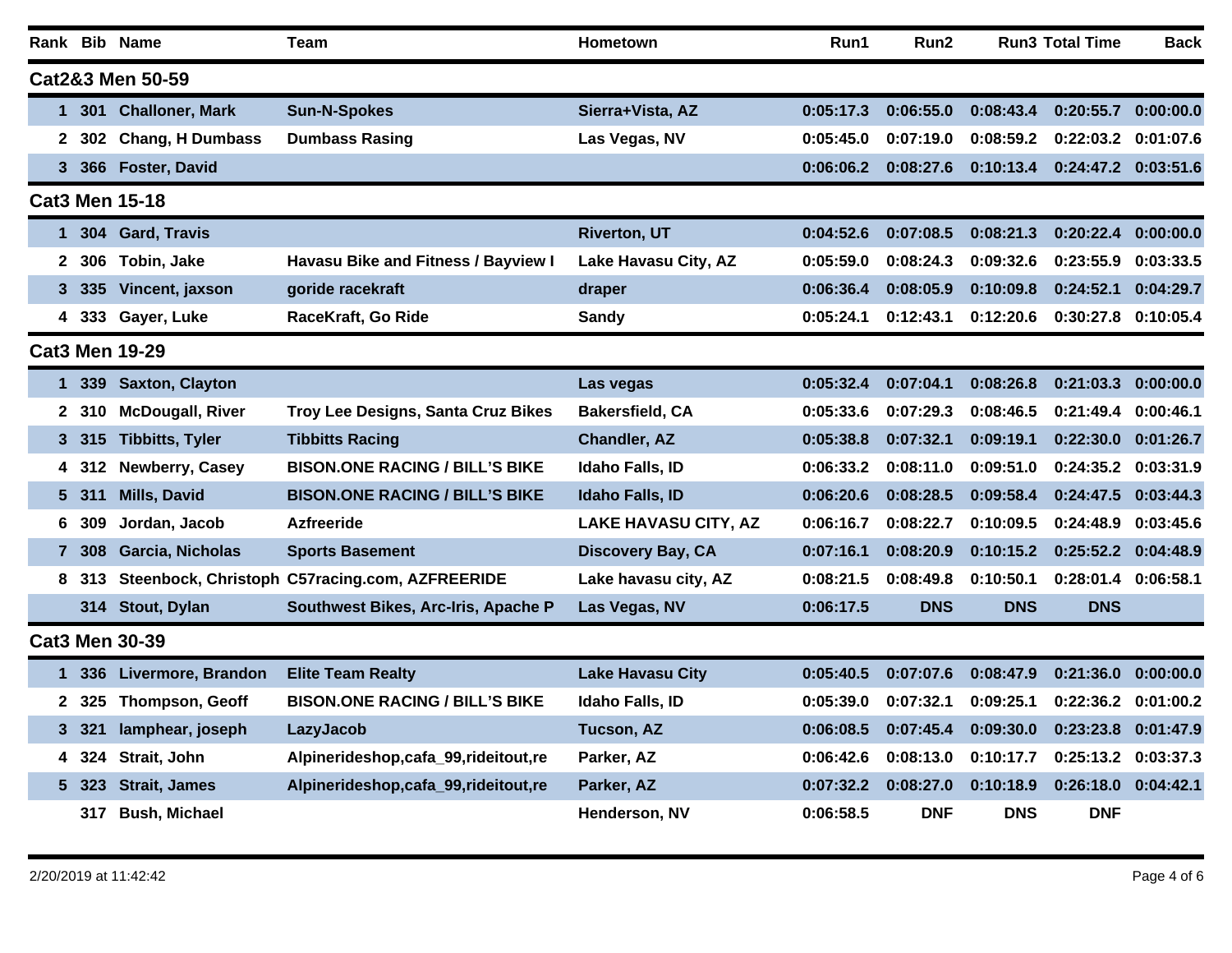| Rank | Bib | Name | Team | Hometown | Run1 | Run2 | Run3 | Total Time | Back |
|---|---|---|---|---|---|---|---|---|---|
| **Cat2&3 Men 50-59** | | | | | | | | | |
| 1 | 301 | Challoner, Mark | Sun-N-Spokes | Sierra+Vista, AZ | 0:05:17.3 | 0:06:55.0 | 0:08:43.4 | 0:20:55.7 | 0:00:00.0 |
| 2 | 302 | Chang, H Dumbass | Dumbass Rasing | Las Vegas, NV | 0:05:45.0 | 0:07:19.0 | 0:08:59.2 | 0:22:03.2 | 0:01:07.6 |
| 3 | 366 | Foster, David | | | 0:06:06.2 | 0:08:27.6 | 0:10:13.4 | 0:24:47.2 | 0:03:51.6 |
| **Cat3 Men 15-18** | | | | | | | | | |
| 1 | 304 | Gard, Travis | | Riverton, UT | 0:04:52.6 | 0:07:08.5 | 0:08:21.3 | 0:20:22.4 | 0:00:00.0 |
| 2 | 306 | Tobin, Jake | Havasu Bike and Fitness / Bayview I | Lake Havasu City, AZ | 0:05:59.0 | 0:08:24.3 | 0:09:32.6 | 0:23:55.9 | 0:03:33.5 |
| 3 | 335 | Vincent, jaxson | goride racekraft | draper | 0:06:36.4 | 0:08:05.9 | 0:10:09.8 | 0:24:52.1 | 0:04:29.7 |
| 4 | 333 | Gayer, Luke | RaceKraft, Go Ride | Sandy | 0:05:24.1 | 0:12:43.1 | 0:12:20.6 | 0:30:27.8 | 0:10:05.4 |
| **Cat3 Men 19-29** | | | | | | | | | |
| 1 | 339 | Saxton, Clayton | | Las vegas | 0:05:32.4 | 0:07:04.1 | 0:08:26.8 | 0:21:03.3 | 0:00:00.0 |
| 2 | 310 | McDougall, River | Troy Lee Designs, Santa Cruz Bikes | Bakersfield, CA | 0:05:33.6 | 0:07:29.3 | 0:08:46.5 | 0:21:49.4 | 0:00:46.1 |
| 3 | 315 | Tibbitts, Tyler | Tibbitts Racing | Chandler, AZ | 0:05:38.8 | 0:07:32.1 | 0:09:19.1 | 0:22:30.0 | 0:01:26.7 |
| 4 | 312 | Newberry, Casey | BISON.ONE RACING / BILL'S BIKE | Idaho Falls, ID | 0:06:33.2 | 0:08:11.0 | 0:09:51.0 | 0:24:35.2 | 0:03:31.9 |
| 5 | 311 | Mills, David | BISON.ONE RACING / BILL'S BIKE | Idaho Falls, ID | 0:06:20.6 | 0:08:28.5 | 0:09:58.4 | 0:24:47.5 | 0:03:44.3 |
| 6 | 309 | Jordan, Jacob | Azfreeride | LAKE HAVASU CITY, AZ | 0:06:16.7 | 0:08:22.7 | 0:10:09.5 | 0:24:48.9 | 0:03:45.6 |
| 7 | 308 | Garcia, Nicholas | Sports Basement | Discovery Bay, CA | 0:07:16.1 | 0:08:20.9 | 0:10:15.2 | 0:25:52.2 | 0:04:48.9 |
| 8 | 313 | Steenbock, Christoph | C57racing.com, AZFREERIDE | Lake havasu city, AZ | 0:08:21.5 | 0:08:49.8 | 0:10:50.1 | 0:28:01.4 | 0:06:58.1 |
| | 314 | Stout, Dylan | Southwest Bikes, Arc-Iris, Apache P | Las Vegas, NV | 0:06:17.5 | DNS | DNS | DNS | |
| **Cat3 Men 30-39** | | | | | | | | | |
| 1 | 336 | Livermore, Brandon | Elite Team Realty | Lake Havasu City | 0:05:40.5 | 0:07:07.6 | 0:08:47.9 | 0:21:36.0 | 0:00:00.0 |
| 2 | 325 | Thompson, Geoff | BISON.ONE RACING / BILL'S BIKE | Idaho Falls, ID | 0:05:39.0 | 0:07:32.1 | 0:09:25.1 | 0:22:36.2 | 0:01:00.2 |
| 3 | 321 | lamphear, joseph | LazyJacob | Tucson, AZ | 0:06:08.5 | 0:07:45.4 | 0:09:30.0 | 0:23:23.8 | 0:01:47.9 |
| 4 | 324 | Strait, John | Alpinerideshop,cafa_99,rideitout,re | Parker, AZ | 0:06:42.6 | 0:08:13.0 | 0:10:17.7 | 0:25:13.2 | 0:03:37.3 |
| 5 | 323 | Strait, James | Alpinerideshop,cafa_99,rideitout,re | Parker, AZ | 0:07:32.2 | 0:08:27.0 | 0:10:18.9 | 0:26:18.0 | 0:04:42.1 |
| | 317 | Bush, Michael | | Henderson, NV | 0:06:58.5 | DNF | DNS | DNF | |

2/20/2019 at 11:42:42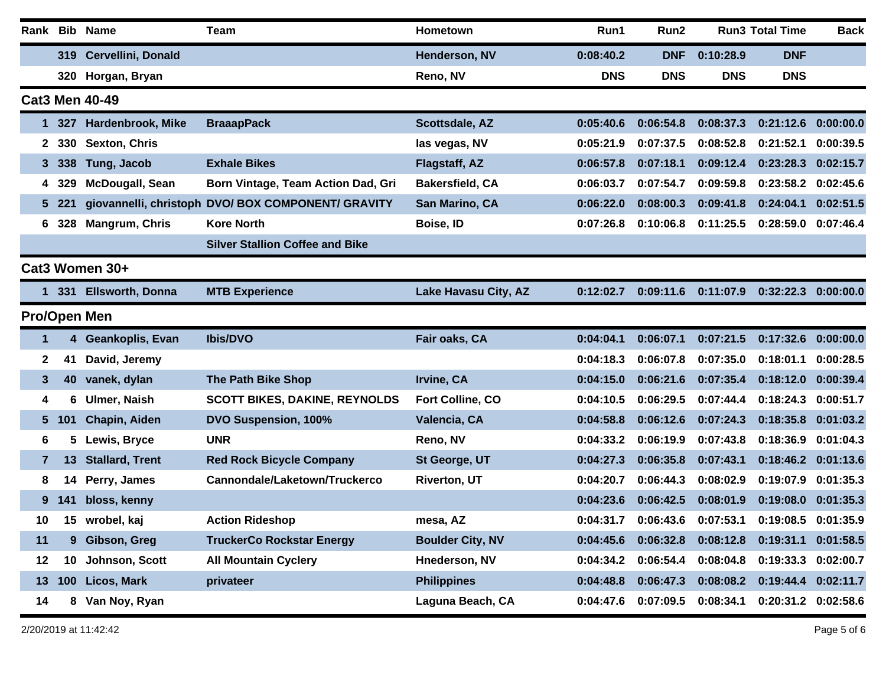| Rank | Bib | Name | Team | Hometown | Run1 | Run2 | Run3 | Total Time | Back |
|---|---|---|---|---|---|---|---|---|---|
| | 319 | Cervellini, Donald | | Henderson, NV | 0:08:40.2 | DNF | 0:10:28.9 | DNF | |
| | 320 | Horgan, Bryan | | Reno, NV | DNS | DNS | DNS | DNS | |

## Cat3 Men 40-49

| Rank | Bib | Name | Team | Hometown | Run1 | Run2 | Run3 | Total Time | Back |
|---|---|---|---|---|---|---|---|---|---|
| 1 | 327 | Hardenbrook, Mike | BraaapPack | Scottsdale, AZ | 0:05:40.6 | 0:06:54.8 | 0:08:37.3 | 0:21:12.6 | 0:00:00.0 |
| 2 | 330 | Sexton, Chris | | las vegas, NV | 0:05:21.9 | 0:07:37.5 | 0:08:52.8 | 0:21:52.1 | 0:00:39.5 |
| 3 | 338 | Tung, Jacob | Exhale Bikes | Flagstaff, AZ | 0:06:57.8 | 0:07:18.1 | 0:09:12.4 | 0:23:28.3 | 0:02:15.7 |
| 4 | 329 | McDougall, Sean | Born Vintage, Team Action Dad, Gri | Bakersfield, CA | 0:06:03.7 | 0:07:54.7 | 0:09:59.8 | 0:23:58.2 | 0:02:45.6 |
| 5 | 221 | giovannelli, christoph | DVO/ BOX COMPONENT/ GRAVITY | San Marino, CA | 0:06:22.0 | 0:08:00.3 | 0:09:41.8 | 0:24:04.1 | 0:02:51.5 |
| 6 | 328 | Mangrum, Chris | Kore North | Boise, ID | 0:07:26.8 | 0:10:06.8 | 0:11:25.5 | 0:28:59.0 | 0:07:46.4 |
| | | | Silver Stallion Coffee and Bike | | | | | | |

## Cat3 Women 30+

| Rank | Bib | Name | Team | Hometown | Run1 | Run2 | Run3 | Total Time | Back |
|---|---|---|---|---|---|---|---|---|---|
| 1 | 331 | Ellsworth, Donna | MTB Experience | Lake Havasu City, AZ | 0:12:02.7 | 0:09:11.6 | 0:11:07.9 | 0:32:22.3 | 0:00:00.0 |

## Pro/Open Men

| Rank | Bib | Name | Team | Hometown | Run1 | Run2 | Run3 | Total Time | Back |
|---|---|---|---|---|---|---|---|---|---|
| 1 | 4 | Geankoplis, Evan | Ibis/DVO | Fair oaks, CA | 0:04:04.1 | 0:06:07.1 | 0:07:21.5 | 0:17:32.6 | 0:00:00.0 |
| 2 | 41 | David, Jeremy | | | 0:04:18.3 | 0:06:07.8 | 0:07:35.0 | 0:18:01.1 | 0:00:28.5 |
| 3 | 40 | vanek, dylan | The Path Bike Shop | Irvine, CA | 0:04:15.0 | 0:06:21.6 | 0:07:35.4 | 0:18:12.0 | 0:00:39.4 |
| 4 | 6 | Ulmer, Naish | SCOTT BIKES, DAKINE, REYNOLDS | Fort Colline, CO | 0:04:10.5 | 0:06:29.5 | 0:07:44.4 | 0:18:24.3 | 0:00:51.7 |
| 5 | 101 | Chapin, Aiden | DVO Suspension, 100% | Valencia, CA | 0:04:58.8 | 0:06:12.6 | 0:07:24.3 | 0:18:35.8 | 0:01:03.2 |
| 6 | 5 | Lewis, Bryce | UNR | Reno, NV | 0:04:33.2 | 0:06:19.9 | 0:07:43.8 | 0:18:36.9 | 0:01:04.3 |
| 7 | 13 | Stallard, Trent | Red Rock Bicycle Company | St George, UT | 0:04:27.3 | 0:06:35.8 | 0:07:43.1 | 0:18:46.2 | 0:01:13.6 |
| 8 | 14 | Perry, James | Cannondale/Laketown/Truckerco | Riverton, UT | 0:04:20.7 | 0:06:44.3 | 0:08:02.9 | 0:19:07.9 | 0:01:35.3 |
| 9 | 141 | bloss, kenny | | | 0:04:23.6 | 0:06:42.5 | 0:08:01.9 | 0:19:08.0 | 0:01:35.3 |
| 10 | 15 | wrobel, kaj | Action Rideshop | mesa, AZ | 0:04:31.7 | 0:06:43.6 | 0:07:53.1 | 0:19:08.5 | 0:01:35.9 |
| 11 | 9 | Gibson, Greg | TruckerCo Rockstar Energy | Boulder City, NV | 0:04:45.6 | 0:06:32.8 | 0:08:12.8 | 0:19:31.1 | 0:01:58.5 |
| 12 | 10 | Johnson, Scott | All Mountain Cyclery | Hnederson, NV | 0:04:34.2 | 0:06:54.4 | 0:08:04.8 | 0:19:33.3 | 0:02:00.7 |
| 13 | 100 | Licos, Mark | privateer | Philippines | 0:04:48.8 | 0:06:47.3 | 0:08:08.2 | 0:19:44.4 | 0:02:11.7 |
| 14 | 8 | Van Noy, Ryan | | Laguna Beach, CA | 0:04:47.6 | 0:07:09.5 | 0:08:34.1 | 0:20:31.2 | 0:02:58.6 |

2/20/2019 at 11:42:42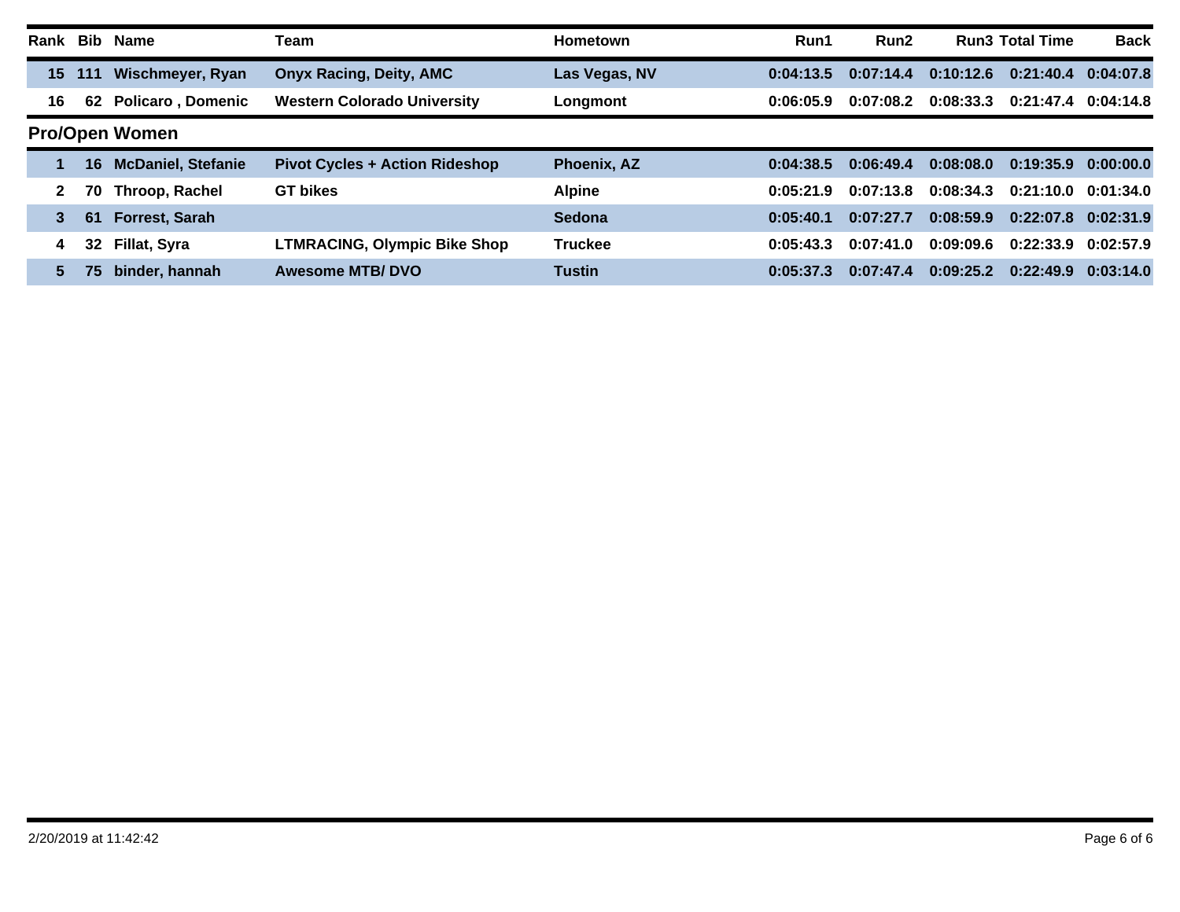| Rank | Bib | Name | Team | Hometown | Run1 | Run2 | Run3 | Total Time | Back |
|---|---|---|---|---|---|---|---|---|---|
| 15 | 111 | Wischmeyer, Ryan | Onyx Racing, Deity, AMC | Las Vegas, NV | 0:04:13.5 | 0:07:14.4 | 0:10:12.6 | 0:21:40.4 | 0:04:07.8 |
| 16 | 62 | Policaro , Domenic | Western Colorado University | Longmont | 0:06:05.9 | 0:07:08.2 | 0:08:33.3 | 0:21:47.4 | 0:04:14.8 |

## Pro/Open Women

| Rank | Bib | Name | Team | Hometown | Run1 | Run2 | Run3 | Total Time | Back |
|---|---|---|---|---|---|---|---|---|---|
| 1 | 16 | McDaniel, Stefanie | Pivot Cycles + Action Rideshop | Phoenix, AZ | 0:04:38.5 | 0:06:49.4 | 0:08:08.0 | 0:19:35.9 | 0:00:00.0 |
| 2 | 70 | Throop, Rachel | GT bikes | Alpine | 0:05:21.9 | 0:07:13.8 | 0:08:34.3 | 0:21:10.0 | 0:01:34.0 |
| 3 | 61 | Forrest, Sarah | | Sedona | 0:05:40.1 | 0:07:27.7 | 0:08:59.9 | 0:22:07.8 | 0:02:31.9 |
| 4 | 32 | Fillat, Syra | LTMRACING, Olympic Bike Shop | Truckee | 0:05:43.3 | 0:07:41.0 | 0:09:09.6 | 0:22:33.9 | 0:02:57.9 |
| 5 | 75 | binder, hannah | Awesome MTB/ DVO | Tustin | 0:05:37.3 | 0:07:47.4 | 0:09:25.2 | 0:22:49.9 | 0:03:14.0 |

2/20/2019 at 11:42:42